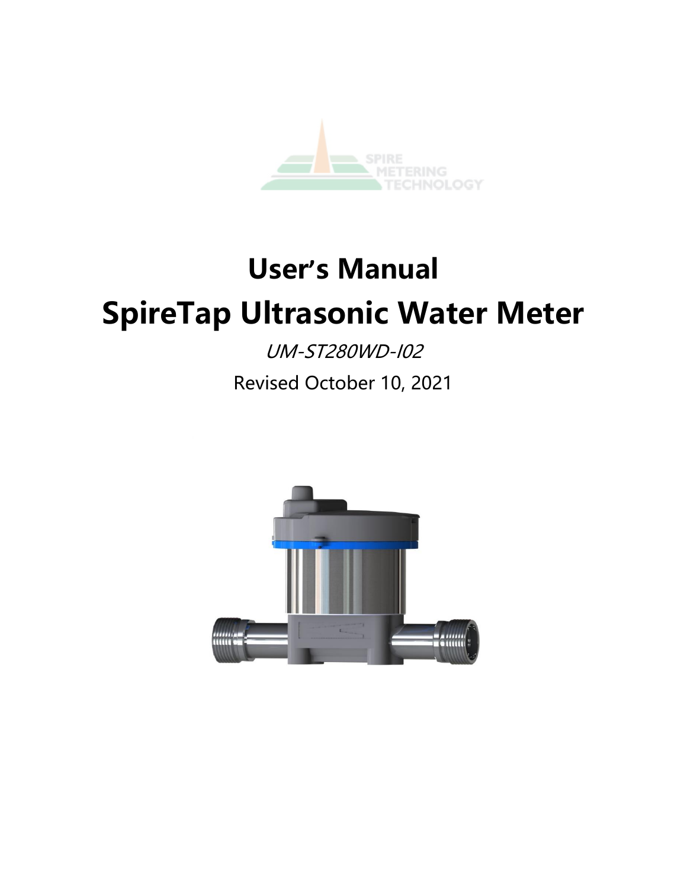SPIRE METERING TECHNOLOGY

# User's Manual

# SpireTap Ultrasonic Water Meter

*UM-ST280WD-I02*

Revised October 10, 2021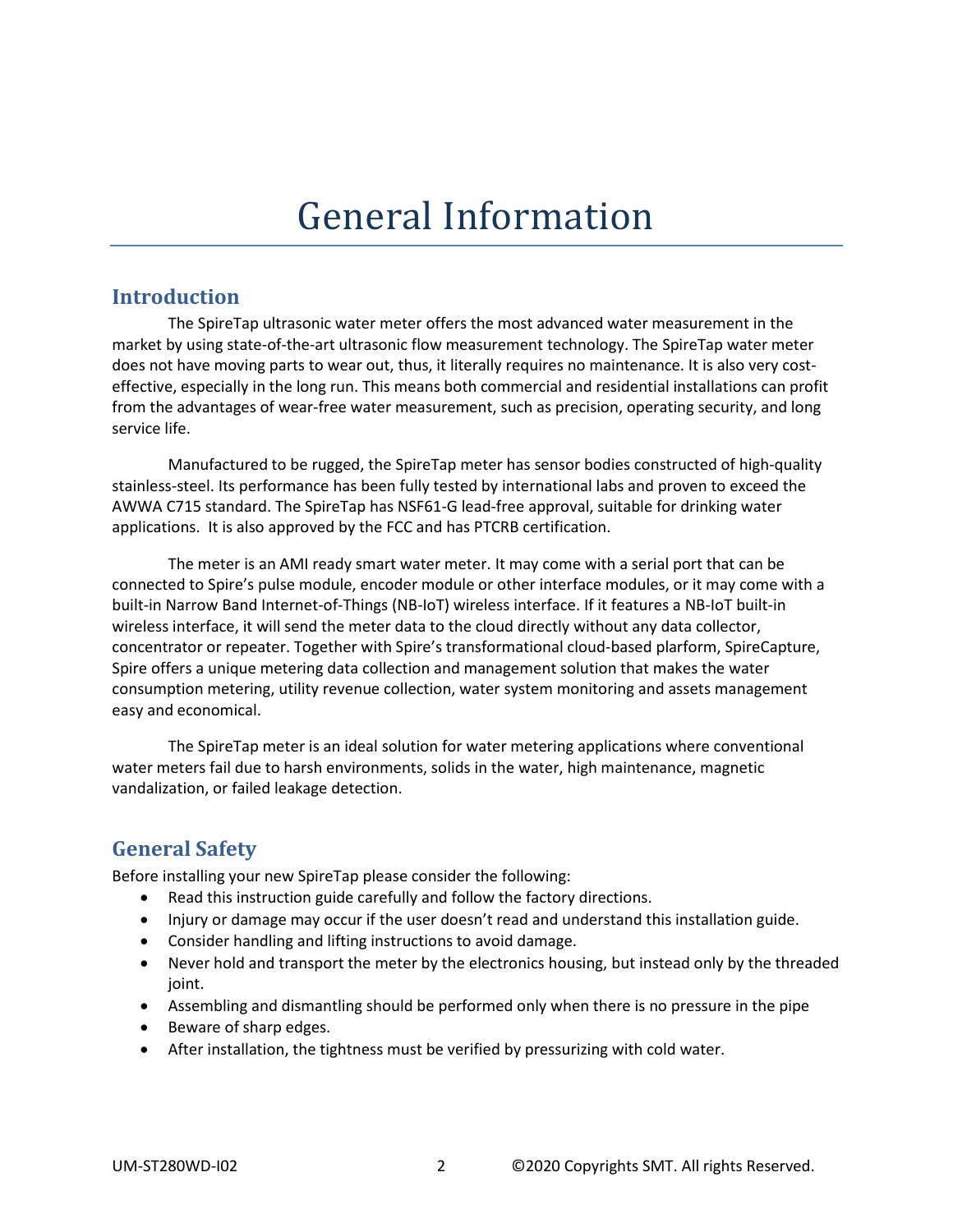# General Information

## Introduction

The SpireTap ultrasonic water meter offers the most advanced water measurement in the market by using state-of-the-art ultrasonic flow measurement technology. The SpireTap water meter does not have moving parts to wear out, thus, it literally requires no maintenance. It is also very cost-effective, especially in the long run. This means both commercial and residential installations can profit from the advantages of wear-free water measurement, such as precision, operating security, and long service life.

Manufactured to be rugged, the SpireTap meter has sensor bodies constructed of high-quality stainless-steel. Its performance has been fully tested by international labs and proven to exceed the AWWA C715 standard. The SpireTap has NSF61-G lead-free approval, suitable for drinking water applications. It is also approved by the FCC and has PTCRB certification.

The meter is an AMI ready smart water meter. It may come with a serial port that can be connected to Spire's pulse module, encoder module or other interface modules, or it may come with a built-in Narrow Band Internet-of-Things (NB-IoT) wireless interface. If it features a NB-IoT built-in wireless interface, it will send the meter data to the cloud directly without any data collector, concentrator or repeater. Together with Spire's transformational cloud-based plarform, SpireCapture, Spire offers a unique metering data collection and management solution that makes the water consumption metering, utility revenue collection, water system monitoring and assets management easy and economical.

The SpireTap meter is an ideal solution for water metering applications where conventional water meters fail due to harsh environments, solids in the water, high maintenance, magnetic vandalization, or failed leakage detection.

## General Safety

Before installing your new SpireTap please consider the following:

- Read this instruction guide carefully and follow the factory directions.
- Injury or damage may occur if the user doesn't read and understand this installation guide.
- Consider handling and lifting instructions to avoid damage.
- Never hold and transport the meter by the electronics housing, but instead only by the threaded joint.
- Assembling and dismantling should be performed only when there is no pressure in the pipe
- Beware of sharp edges.
- After installation, the tightness must be verified by pressurizing with cold water.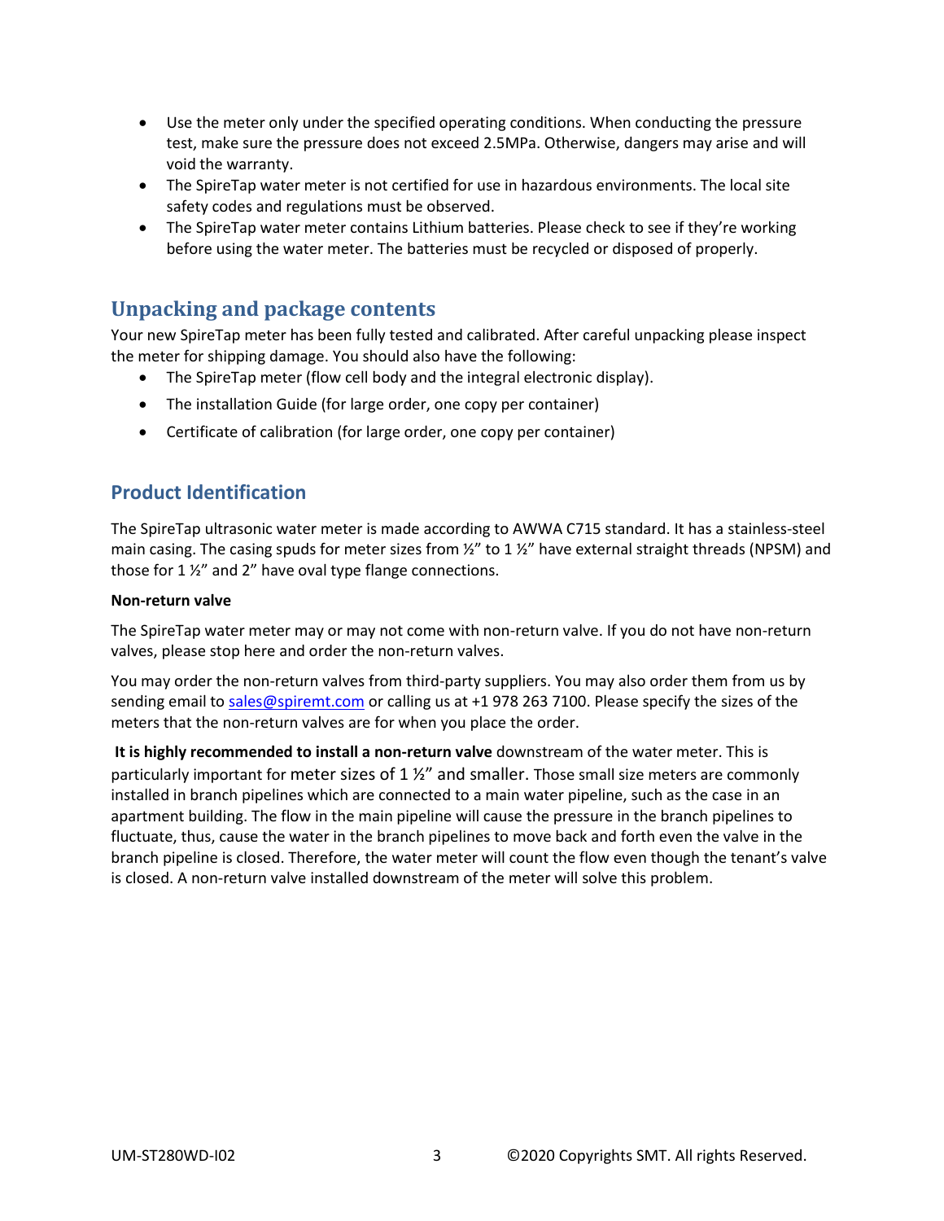- Use the meter only under the specified operating conditions. When conducting the pressure test, make sure the pressure does not exceed 2.5MPa. Otherwise, dangers may arise and will void the warranty.
- The SpireTap water meter is not certified for use in hazardous environments. The local site safety codes and regulations must be observed.
- The SpireTap water meter contains Lithium batteries. Please check to see if they're working before using the water meter. The batteries must be recycled or disposed of properly.

## Unpacking and package contents

Your new SpireTap meter has been fully tested and calibrated. After careful unpacking please inspect the meter for shipping damage. You should also have the following:

- The SpireTap meter (flow cell body and the integral electronic display).
- The installation Guide (for large order, one copy per container)
- Certificate of calibration (for large order, one copy per container)

## Product Identification

The SpireTap ultrasonic water meter is made according to AWWA C715 standard. It has a stainless-steel main casing. The casing spuds for meter sizes from ½" to 1 ½" have external straight threads (NPSM) and those for 1 ½" and 2" have oval type flange connections.

**Non-return valve**

The SpireTap water meter may or may not come with non-return valve. If you do not have non-return valves, please stop here and order the non-return valves.

You may order the non-return valves from third-party suppliers. You may also order them from us by sending email to sales@spiremt.com or calling us at +1 978 263 7100. Please specify the sizes of the meters that the non-return valves are for when you place the order.

**It is highly recommended to install a non-return valve** downstream of the water meter. This is particularly important for meter sizes of 1 ½" and smaller. Those small size meters are commonly installed in branch pipelines which are connected to a main water pipeline, such as the case in an apartment building. The flow in the main pipeline will cause the pressure in the branch pipelines to fluctuate, thus, cause the water in the branch pipelines to move back and forth even the valve in the branch pipeline is closed. Therefore, the water meter will count the flow even though the tenant's valve is closed. A non-return valve installed downstream of the meter will solve this problem.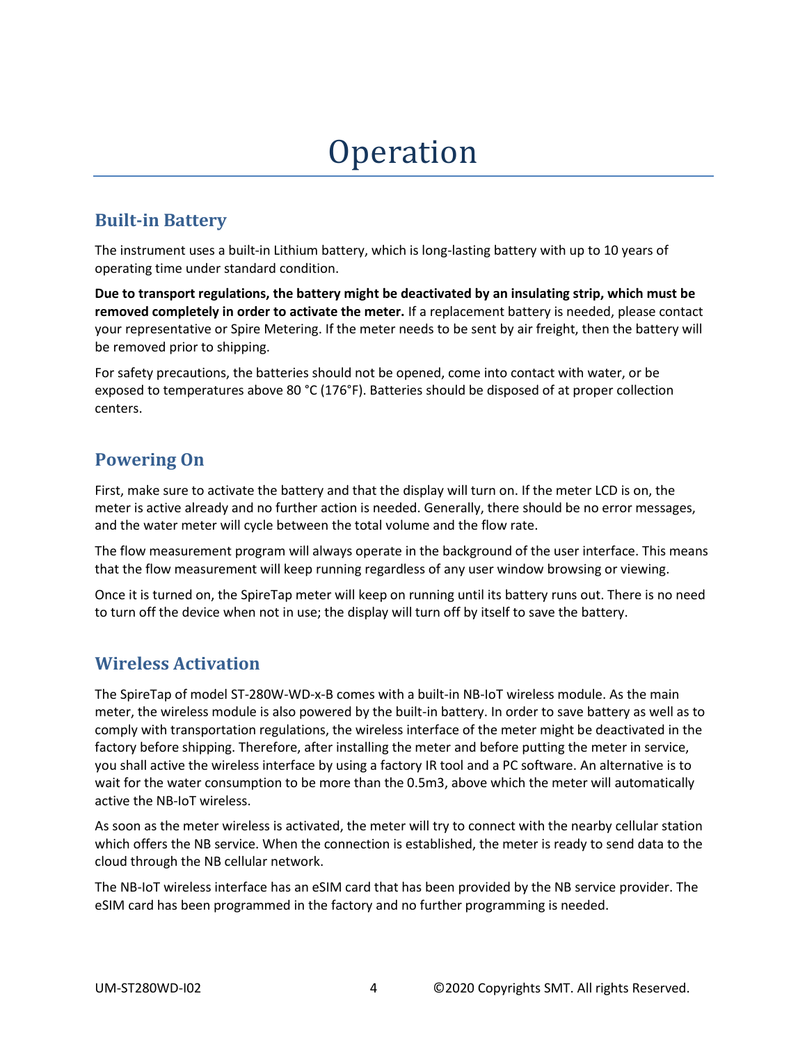# Operation

## Built-in Battery

The instrument uses a built-in Lithium battery, which is long-lasting battery with up to 10 years of operating time under standard condition.

**Due to transport regulations, the battery might be deactivated by an insulating strip, which must be removed completely in order to activate the meter.** If a replacement battery is needed, please contact your representative or Spire Metering. If the meter needs to be sent by air freight, then the battery will be removed prior to shipping.

For safety precautions, the batteries should not be opened, come into contact with water, or be exposed to temperatures above 80 °C (176°F). Batteries should be disposed of at proper collection centers.

## Powering On

First, make sure to activate the battery and that the display will turn on. If the meter LCD is on, the meter is active already and no further action is needed. Generally, there should be no error messages, and the water meter will cycle between the total volume and the flow rate.

The flow measurement program will always operate in the background of the user interface. This means that the flow measurement will keep running regardless of any user window browsing or viewing.

Once it is turned on, the SpireTap meter will keep on running until its battery runs out. There is no need to turn off the device when not in use; the display will turn off by itself to save the battery.

## Wireless Activation

The SpireTap of model ST-280W-WD-x-B comes with a built-in NB-IoT wireless module. As the main meter, the wireless module is also powered by the built-in battery. In order to save battery as well as to comply with transportation regulations, the wireless interface of the meter might be deactivated in the factory before shipping. Therefore, after installing the meter and before putting the meter in service, you shall active the wireless interface by using a factory IR tool and a PC software. An alternative is to wait for the water consumption to be more than the 0.5m3, above which the meter will automatically active the NB-IoT wireless.

As soon as the meter wireless is activated, the meter will try to connect with the nearby cellular station which offers the NB service. When the connection is established, the meter is ready to send data to the cloud through the NB cellular network.

The NB-IoT wireless interface has an eSIM card that has been provided by the NB service provider. The eSIM card has been programmed in the factory and no further programming is needed.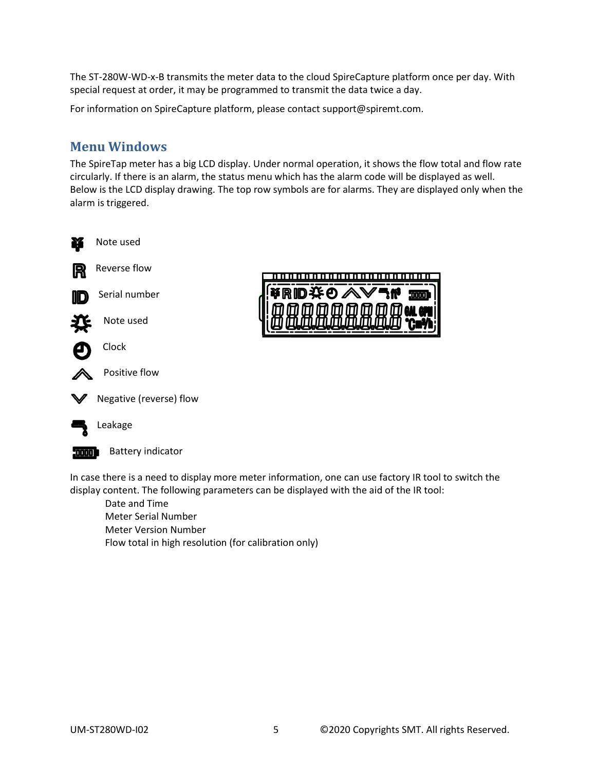The ST-280W-WD-x-B transmits the meter data to the cloud SpireCapture platform once per day. With special request at order, it may be programmed to transmit the data twice a day.

For information on SpireCapture platform, please contact support@spiremt.com.

## Menu Windows

The SpireTap meter has a big LCD display. Under normal operation, it shows the flow total and flow rate circularly. If there is an alarm, the status menu which has the alarm code will be displayed as well. Below is the LCD display drawing. The top row symbols are for alarms. They are displayed only when the alarm is triggered.

- Note used
- Reverse flow
- Serial number
- Note used
- Clock
- Positive flow
- Negative (reverse) flow
- Leakage
- Battery indicator

In case there is a need to display more meter information, one can use factory IR tool to switch the display content. The following parameters can be displayed with the aid of the IR tool:

- Date and Time
- Meter Serial Number
- Meter Version Number
- Flow total in high resolution (for calibration only)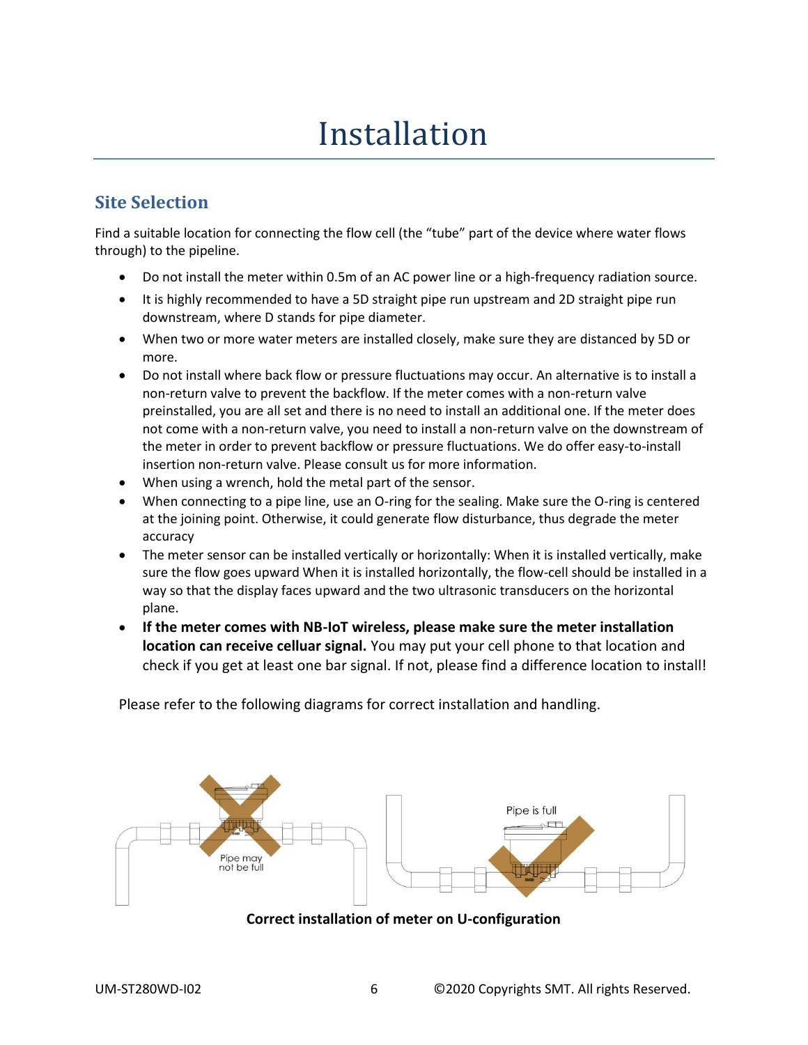# Installation

## Site Selection

Find a suitable location for connecting the flow cell (the "tube" part of the device where water flows through) to the pipeline.

- Do not install the meter within 0.5m of an AC power line or a high-frequency radiation source.
- It is highly recommended to have a 5D straight pipe run upstream and 2D straight pipe run downstream, where D stands for pipe diameter.
- When two or more water meters are installed closely, make sure they are distanced by 5D or more.
- Do not install where back flow or pressure fluctuations may occur. An alternative is to install a non-return valve to prevent the backflow. If the meter comes with a non-return valve preinstalled, you are all set and there is no need to install an additional one. If the meter does not come with a non-return valve, you need to install a non-return valve on the downstream of the meter in order to prevent backflow or pressure fluctuations. We do offer easy-to-install insertion non-return valve. Please consult us for more information.
- When using a wrench, hold the metal part of the sensor.
- When connecting to a pipe line, use an O-ring for the sealing. Make sure the O-ring is centered at the joining point. Otherwise, it could generate flow disturbance, thus degrade the meter accuracy
- The meter sensor can be installed vertically or horizontally: When it is installed vertically, make sure the flow goes upward When it is installed horizontally, the flow-cell should be installed in a way so that the display faces upward and the two ultrasonic transducers on the horizontal plane.
- **If the meter comes with NB-IoT wireless, please make sure the meter installation location can receive celluar signal.** You may put your cell phone to that location and check if you get at least one bar signal. If not, please find a difference location to install!

Please refer to the following diagrams for correct installation and handling.

**Correct installation of meter on U-configuration**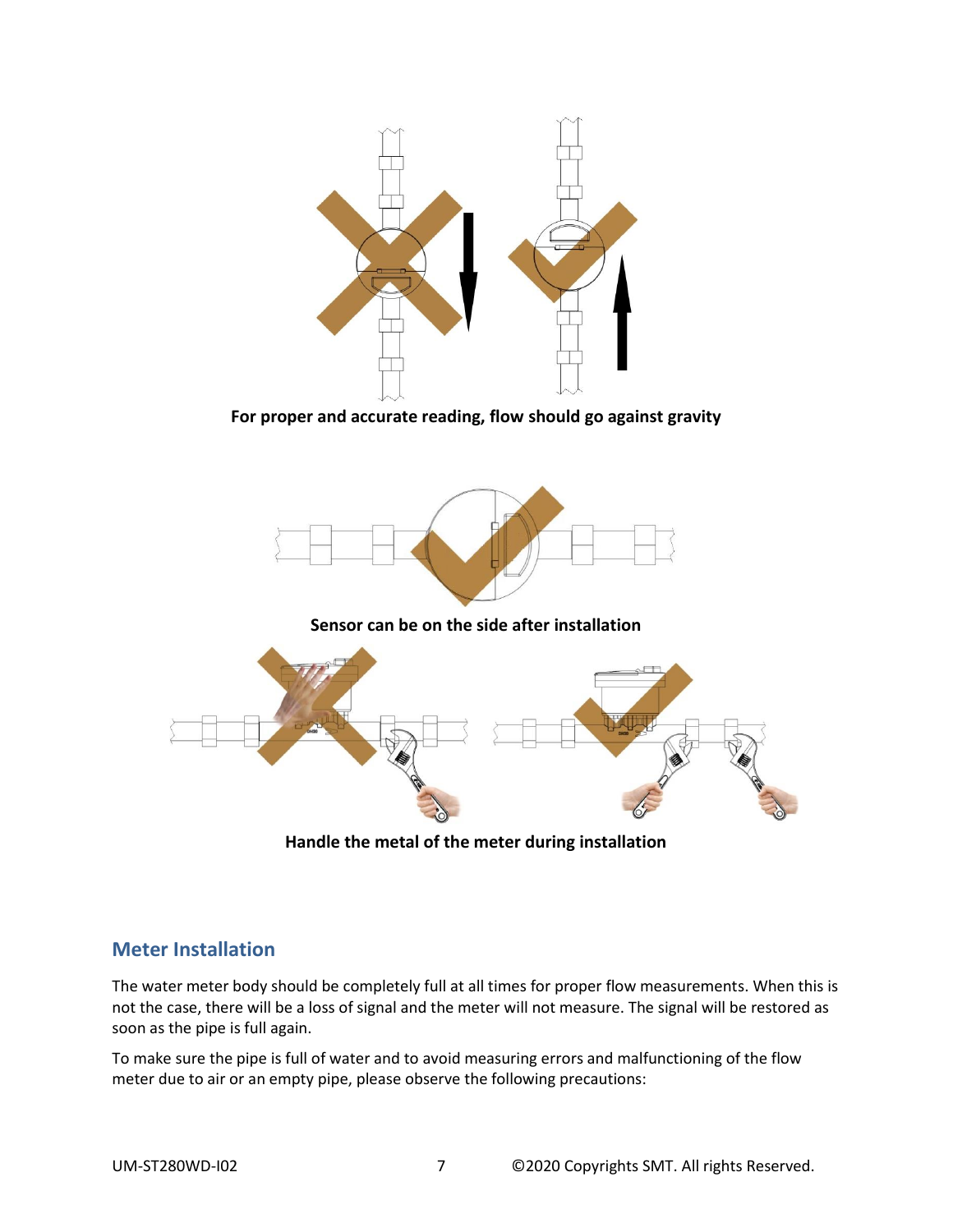**For proper and accurate reading, flow should go against gravity**

**Sensor can be on the side after installation**

**Handle the metal of the meter during installation**

## Meter Installation

The water meter body should be completely full at all times for proper flow measurements. When this is not the case, there will be a loss of signal and the meter will not measure. The signal will be restored as soon as the pipe is full again.

To make sure the pipe is full of water and to avoid measuring errors and malfunctioning of the flow meter due to air or an empty pipe, please observe the following precautions: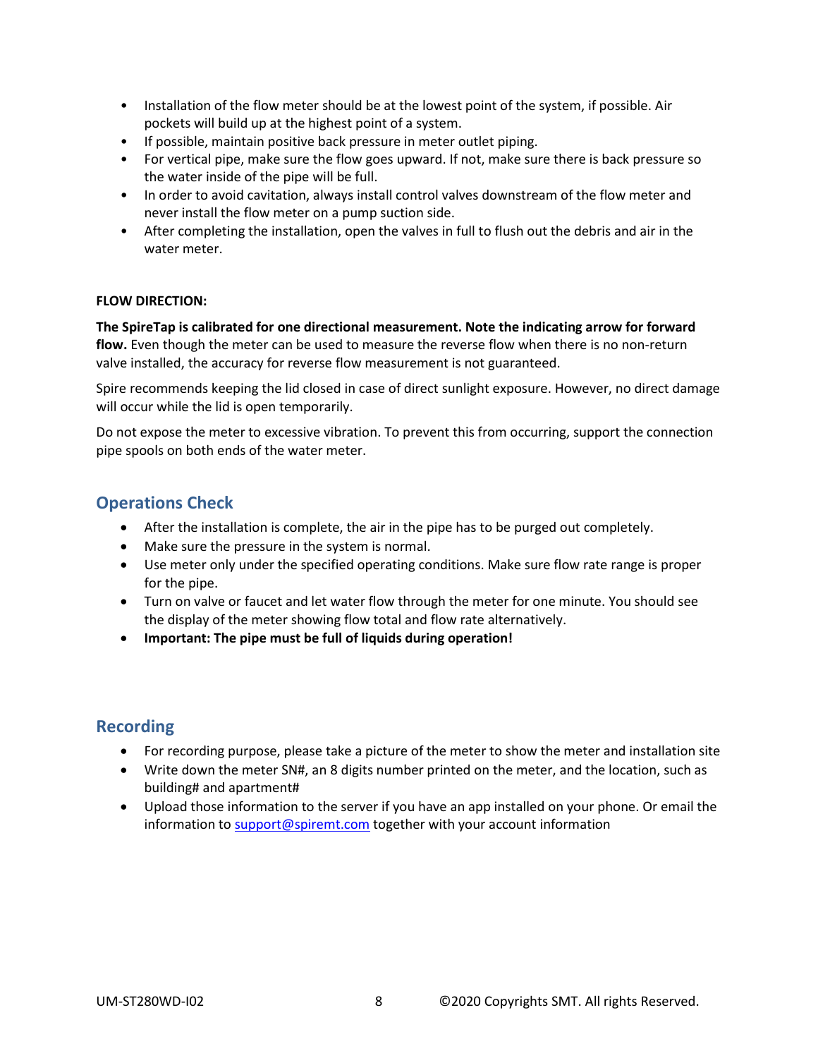- Installation of the flow meter should be at the lowest point of the system, if possible. Air pockets will build up at the highest point of a system.
- If possible, maintain positive back pressure in meter outlet piping.
- For vertical pipe, make sure the flow goes upward. If not, make sure there is back pressure so the water inside of the pipe will be full.
- In order to avoid cavitation, always install control valves downstream of the flow meter and never install the flow meter on a pump suction side.
- After completing the installation, open the valves in full to flush out the debris and air in the water meter.

**FLOW DIRECTION:**

**The SpireTap is calibrated for one directional measurement. Note the indicating arrow for forward flow.** Even though the meter can be used to measure the reverse flow when there is no non-return valve installed, the accuracy for reverse flow measurement is not guaranteed.

Spire recommends keeping the lid closed in case of direct sunlight exposure. However, no direct damage will occur while the lid is open temporarily.

Do not expose the meter to excessive vibration. To prevent this from occurring, support the connection pipe spools on both ends of the water meter.

## Operations Check

- After the installation is complete, the air in the pipe has to be purged out completely.
- Make sure the pressure in the system is normal.
- Use meter only under the specified operating conditions. Make sure flow rate range is proper for the pipe.
- Turn on valve or faucet and let water flow through the meter for one minute. You should see the display of the meter showing flow total and flow rate alternatively.
- **Important: The pipe must be full of liquids during operation!**

## Recording

- For recording purpose, please take a picture of the meter to show the meter and installation site
- Write down the meter SN#, an 8 digits number printed on the meter, and the location, such as building# and apartment#
- Upload those information to the server if you have an app installed on your phone. Or email the information to support@spiremt.com together with your account information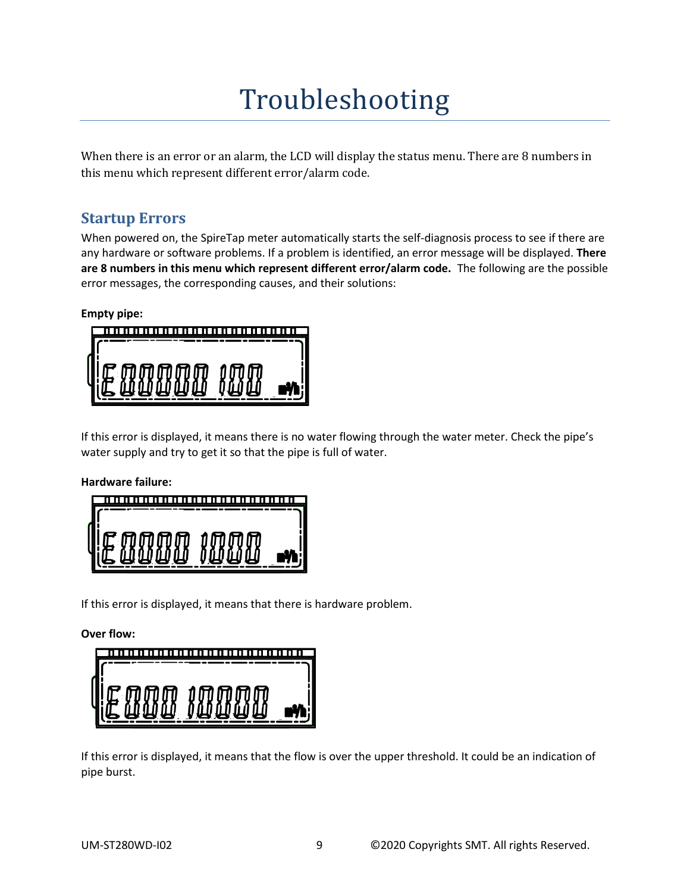# Troubleshooting

When there is an error or an alarm, the LCD will display the status menu. There are 8 numbers in this menu which represent different error/alarm code.

## Startup Errors

When powered on, the SpireTap meter automatically starts the self-diagnosis process to see if there are any hardware or software problems. If a problem is identified, an error message will be displayed. **There are 8 numbers in this menu which represent different error/alarm code.** The following are the possible error messages, the corresponding causes, and their solutions:

**Empty pipe:**

E00000 100 m³/h

If this error is displayed, it means there is no water flowing through the water meter. Check the pipe's water supply and try to get it so that the pipe is full of water.

**Hardware failure:**

E0000 1000 m³/h

If this error is displayed, it means that there is hardware problem.

**Over flow:**

E000 10000 m³/h

If this error is displayed, it means that the flow is over the upper threshold. It could be an indication of pipe burst.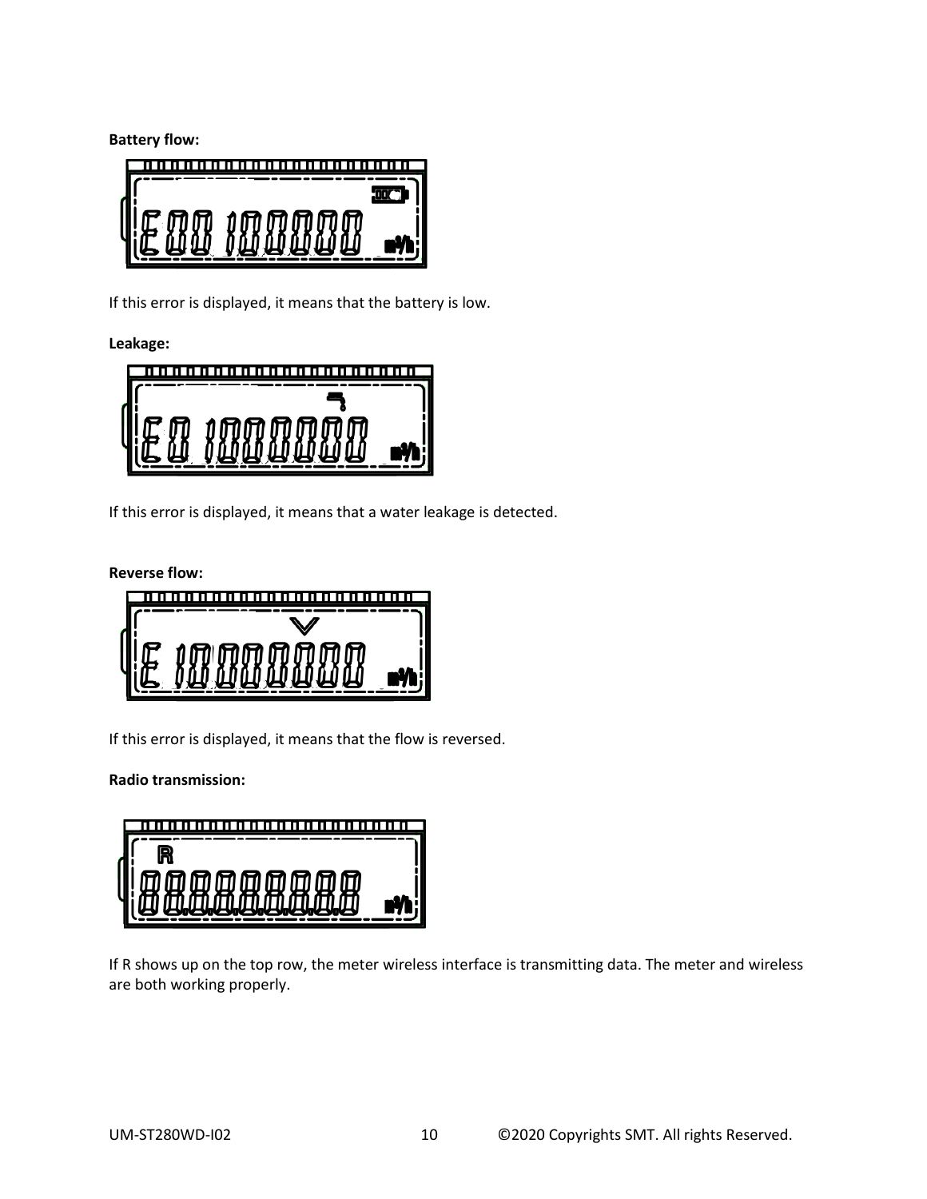**Battery flow:**

If this error is displayed, it means that the battery is low.

**Leakage:**

If this error is displayed, it means that a water leakage is detected.

**Reverse flow:**

If this error is displayed, it means that the flow is reversed.

**Radio transmission:**

If R shows up on the top row, the meter wireless interface is transmitting data. The meter and wireless are both working properly.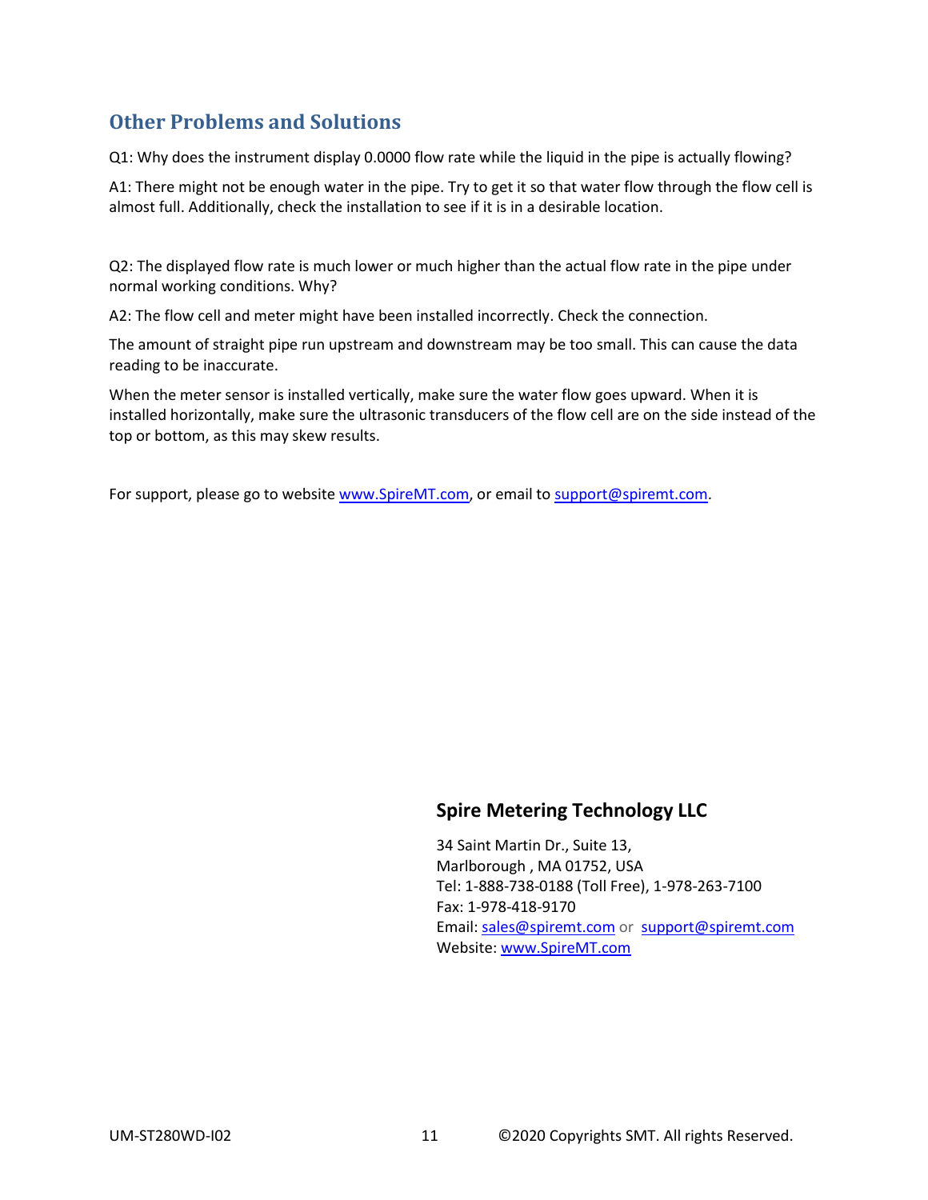## Other Problems and Solutions

Q1: Why does the instrument display 0.0000 flow rate while the liquid in the pipe is actually flowing?

A1: There might not be enough water in the pipe. Try to get it so that water flow through the flow cell is almost full. Additionally, check the installation to see if it is in a desirable location.

Q2: The displayed flow rate is much lower or much higher than the actual flow rate in the pipe under normal working conditions. Why?

A2: The flow cell and meter might have been installed incorrectly. Check the connection.

The amount of straight pipe run upstream and downstream may be too small. This can cause the data reading to be inaccurate.

When the meter sensor is installed vertically, make sure the water flow goes upward. When it is installed horizontally, make sure the ultrasonic transducers of the flow cell are on the side instead of the top or bottom, as this may skew results.

For support, please go to website www.SpireMT.com, or email to support@spiremt.com.

**Spire Metering Technology LLC**

34 Saint Martin Dr., Suite 13,
Marlborough , MA 01752, USA
Tel: 1-888-738-0188 (Toll Free), 1-978-263-7100
Fax: 1-978-418-9170
Email: sales@spiremt.com or support@spiremt.com
Website: www.SpireMT.com